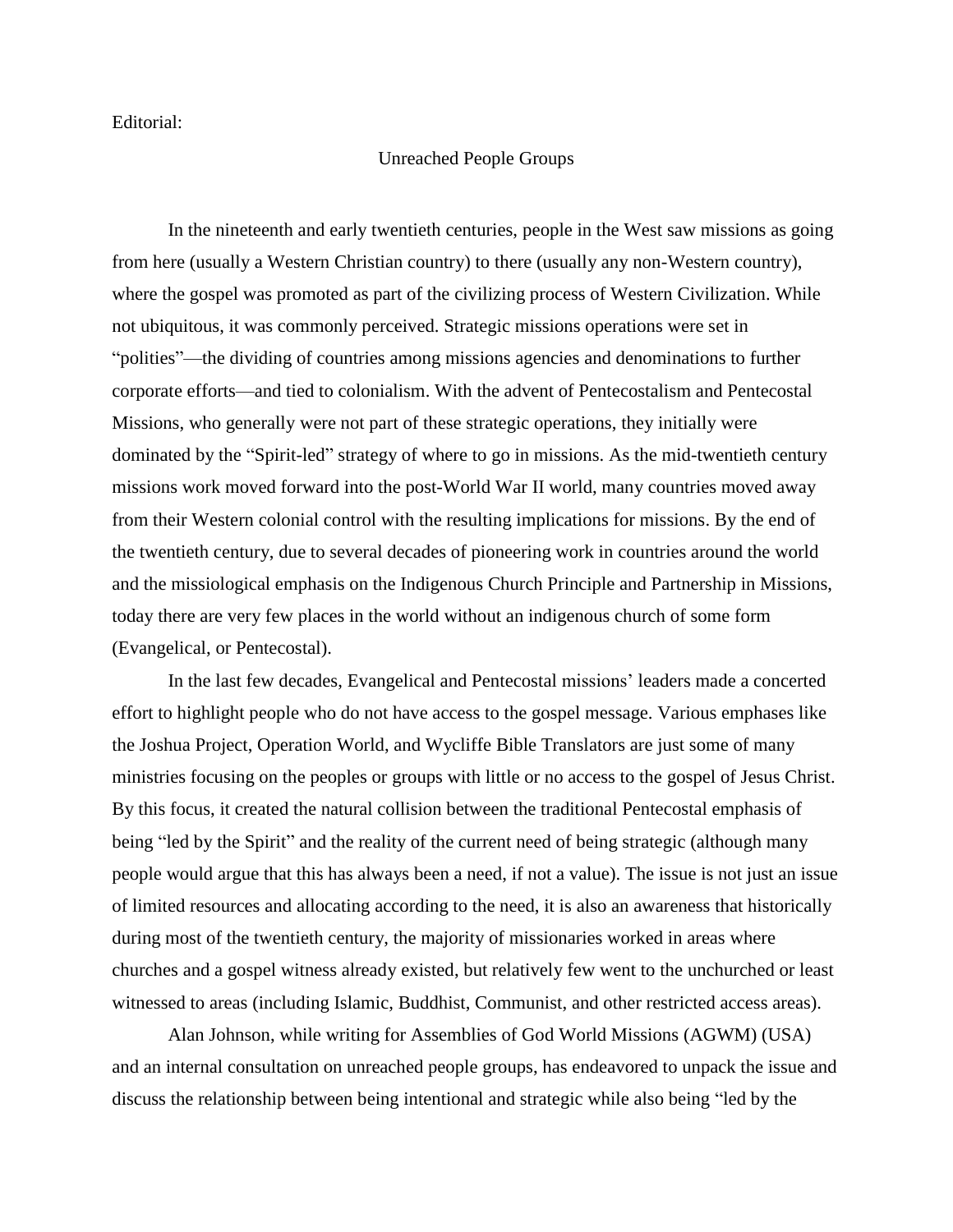Editorial:

# Unreached People Groups

In the nineteenth and early twentieth centuries, people in the West saw missions as going from here (usually a Western Christian country) to there (usually any non-Western country), where the gospel was promoted as part of the civilizing process of Western Civilization. While not ubiquitous, it was commonly perceived. Strategic missions operations were set in "polities"—the dividing of countries among missions agencies and denominations to further corporate efforts—and tied to colonialism. With the advent of Pentecostalism and Pentecostal Missions, who generally were not part of these strategic operations, they initially were dominated by the "Spirit-led" strategy of where to go in missions. As the mid-twentieth century missions work moved forward into the post-World War II world, many countries moved away from their Western colonial control with the resulting implications for missions. By the end of the twentieth century, due to several decades of pioneering work in countries around the world and the missiological emphasis on the Indigenous Church Principle and Partnership in Missions, today there are very few places in the world without an indigenous church of some form (Evangelical, or Pentecostal).

In the last few decades, Evangelical and Pentecostal missions' leaders made a concerted effort to highlight people who do not have access to the gospel message. Various emphases like the Joshua Project, Operation World, and Wycliffe Bible Translators are just some of many ministries focusing on the peoples or groups with little or no access to the gospel of Jesus Christ. By this focus, it created the natural collision between the traditional Pentecostal emphasis of being "led by the Spirit" and the reality of the current need of being strategic (although many people would argue that this has always been a need, if not a value). The issue is not just an issue of limited resources and allocating according to the need, it is also an awareness that historically during most of the twentieth century, the majority of missionaries worked in areas where churches and a gospel witness already existed, but relatively few went to the unchurched or least witnessed to areas (including Islamic, Buddhist, Communist, and other restricted access areas).

Alan Johnson, while writing for Assemblies of God World Missions (AGWM) (USA) and an internal consultation on unreached people groups, has endeavored to unpack the issue and discuss the relationship between being intentional and strategic while also being "led by the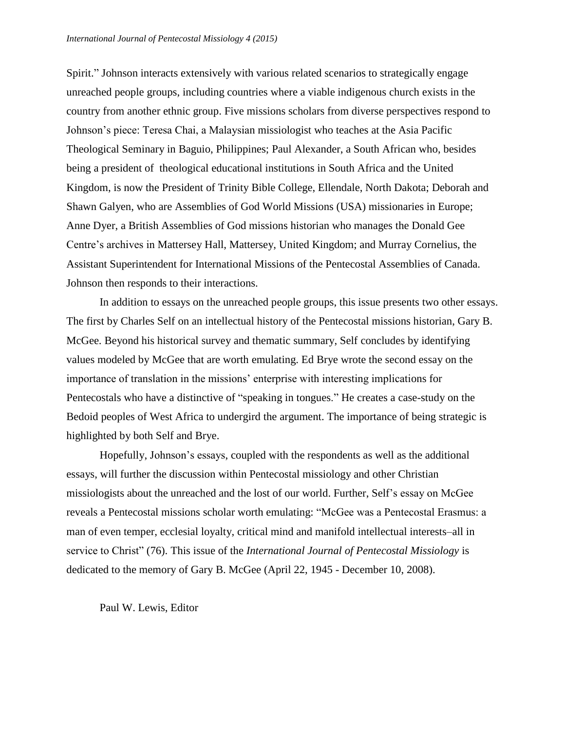Spirit." Johnson interacts extensively with various related scenarios to strategically engage unreached people groups, including countries where a viable indigenous church exists in the country from another ethnic group. Five missions scholars from diverse perspectives respond to Johnson's piece: Teresa Chai, a Malaysian missiologist who teaches at the Asia Pacific Theological Seminary in Baguio, Philippines; Paul Alexander, a South African who, besides being a president of theological educational institutions in South Africa and the United Kingdom, is now the President of Trinity Bible College, Ellendale, North Dakota; Deborah and Shawn Galyen, who are Assemblies of God World Missions (USA) missionaries in Europe; Anne Dyer, a British Assemblies of God missions historian who manages the Donald Gee Centre's archives in Mattersey Hall, Mattersey, United Kingdom; and Murray Cornelius, the Assistant Superintendent for International Missions of the Pentecostal Assemblies of Canada. Johnson then responds to their interactions.

In addition to essays on the unreached people groups, this issue presents two other essays. The first by Charles Self on an intellectual history of the Pentecostal missions historian, Gary B. McGee. Beyond his historical survey and thematic summary, Self concludes by identifying values modeled by McGee that are worth emulating. Ed Brye wrote the second essay on the importance of translation in the missions' enterprise with interesting implications for Pentecostals who have a distinctive of "speaking in tongues." He creates a case-study on the Bedoid peoples of West Africa to undergird the argument. The importance of being strategic is highlighted by both Self and Brye.

Hopefully, Johnson's essays, coupled with the respondents as well as the additional essays, will further the discussion within Pentecostal missiology and other Christian missiologists about the unreached and the lost of our world. Further, Self's essay on McGee reveals a Pentecostal missions scholar worth emulating: "McGee was a Pentecostal Erasmus: a man of even temper, ecclesial loyalty, critical mind and manifold intellectual interests–all in service to Christ" (76). This issue of the *International Journal of Pentecostal Missiology* is dedicated to the memory of Gary B. McGee (April 22, 1945 - December 10, 2008).

Paul W. Lewis, Editor